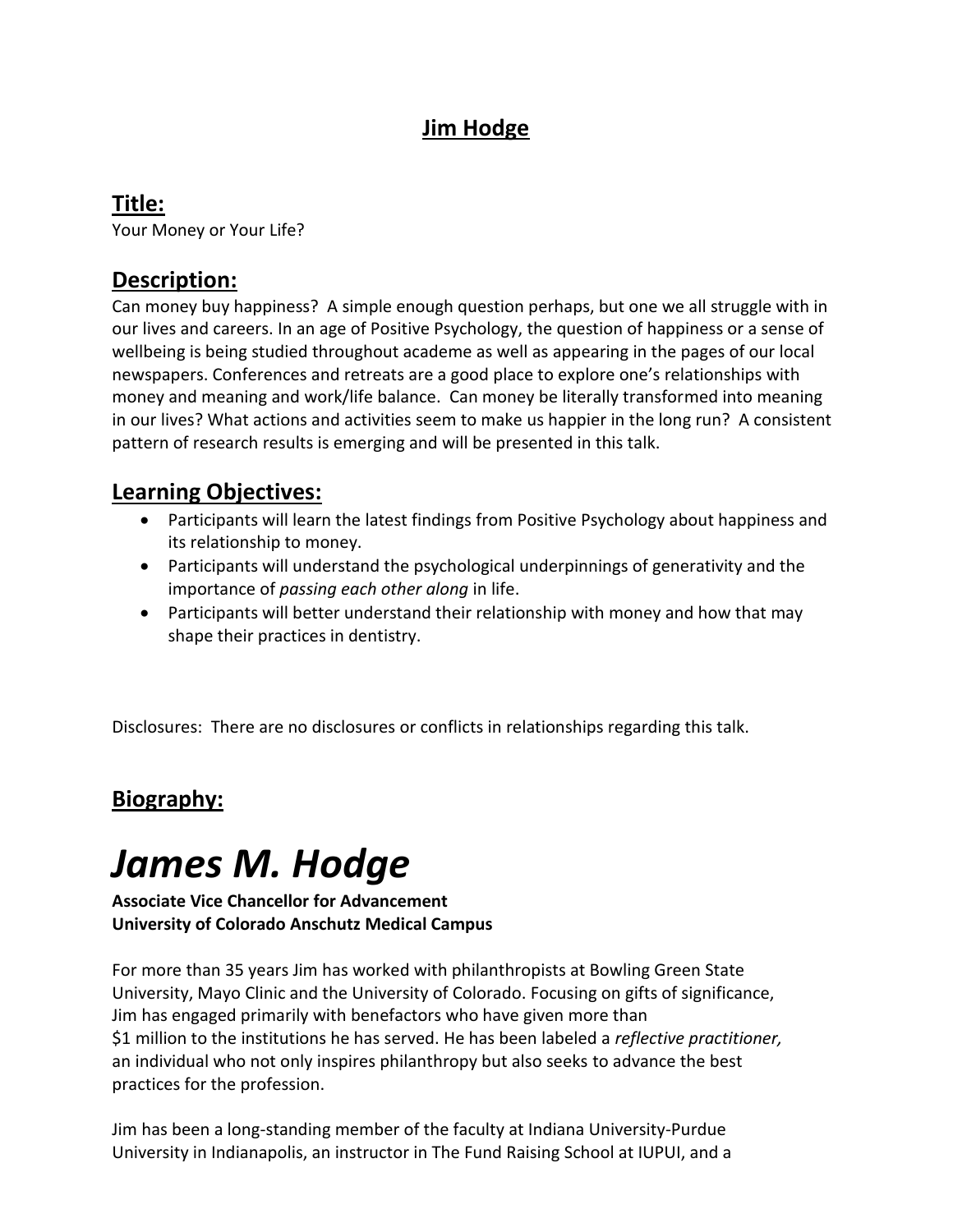# Jim Hodge

## Title:

Your Money or Your Life?

## Description:

Can money buy happiness? A simple enough question perhaps, but one we all struggle with in our lives and careers. In an age of Positive Psychology, the question of happiness or a sense of wellbeing is being studied throughout academe as well as appearing in the pages of our local newspapers. Conferences and retreats are a good place to explore one's relationships with money and meaning and work/life balance. Can money be literally transformed into meaning in our lives? What actions and activities seem to make us happier in the long run? A consistent pattern of research results is emerging and will be presented in this talk.

## Learning Objectives:

- Participants will learn the latest findings from Positive Psychology about happiness and its relationship to money.
- Participants will understand the psychological underpinnings of generativity and the importance of *passing each other along* in life.
- Participants will better understand their relationship with money and how that may shape their practices in dentistry.

Disclosures: There are no disclosures or conflicts in relationships regarding this talk.

## Biography:

# *James M. Hodge*

**Associate Vice Chancellor for Advancement**
**University of Colorado Anschutz Medical Campus**

For more than 35 years Jim has worked with philanthropists at Bowling Green State University, Mayo Clinic and the University of Colorado. Focusing on gifts of significance, Jim has engaged primarily with benefactors who have given more than $1 million to the institutions he has served. He has been labeled a *reflective practitioner,* an individual who not only inspires philanthropy but also seeks to advance the best practices for the profession.

Jim has been a long-standing member of the faculty at Indiana University-Purdue University in Indianapolis, an instructor in The Fund Raising School at IUPUI, and a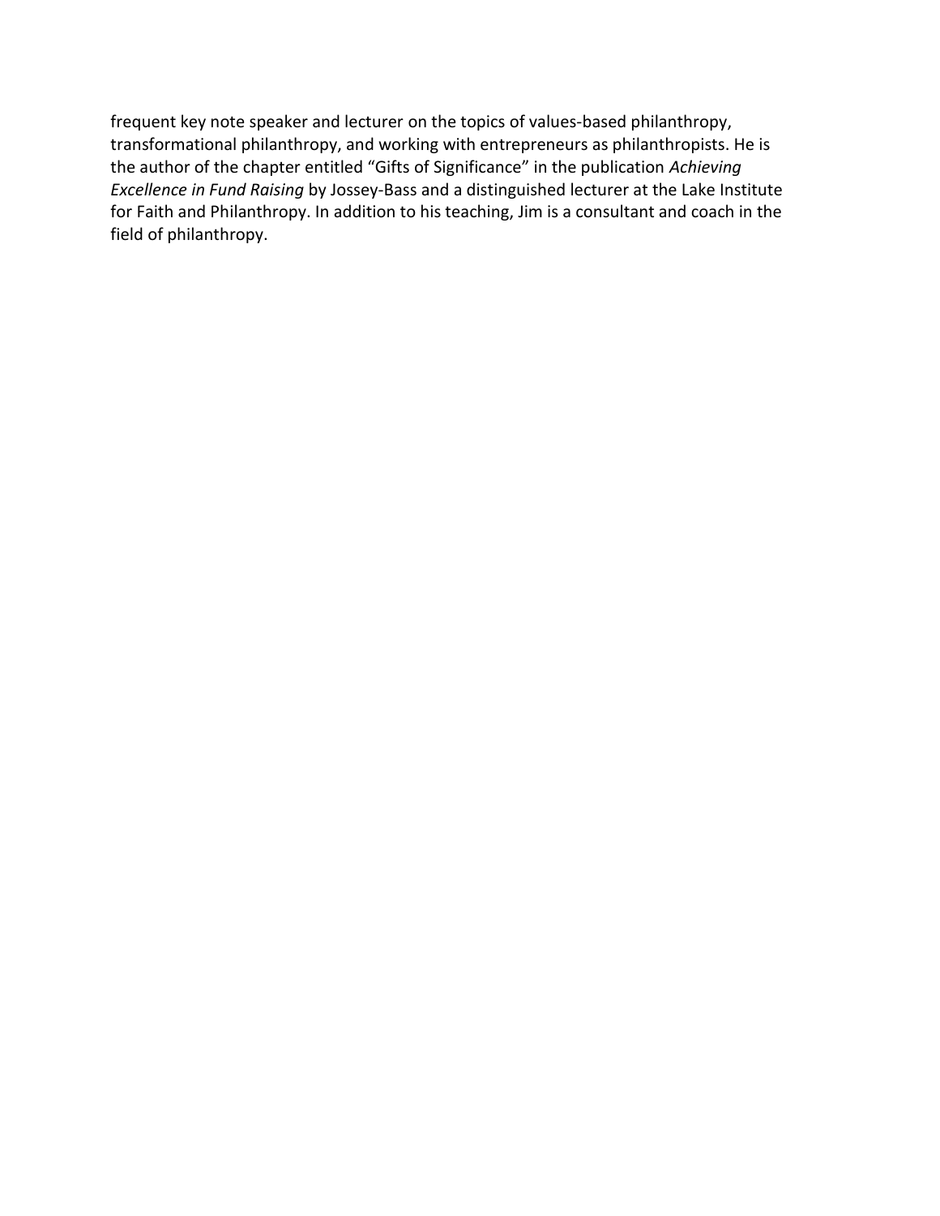frequent key note speaker and lecturer on the topics of values-based philanthropy, transformational philanthropy, and working with entrepreneurs as philanthropists. He is the author of the chapter entitled "Gifts of Significance" in the publication *Achieving Excellence in Fund Raising* by Jossey-Bass and a distinguished lecturer at the Lake Institute for Faith and Philanthropy. In addition to his teaching, Jim is a consultant and coach in the field of philanthropy.